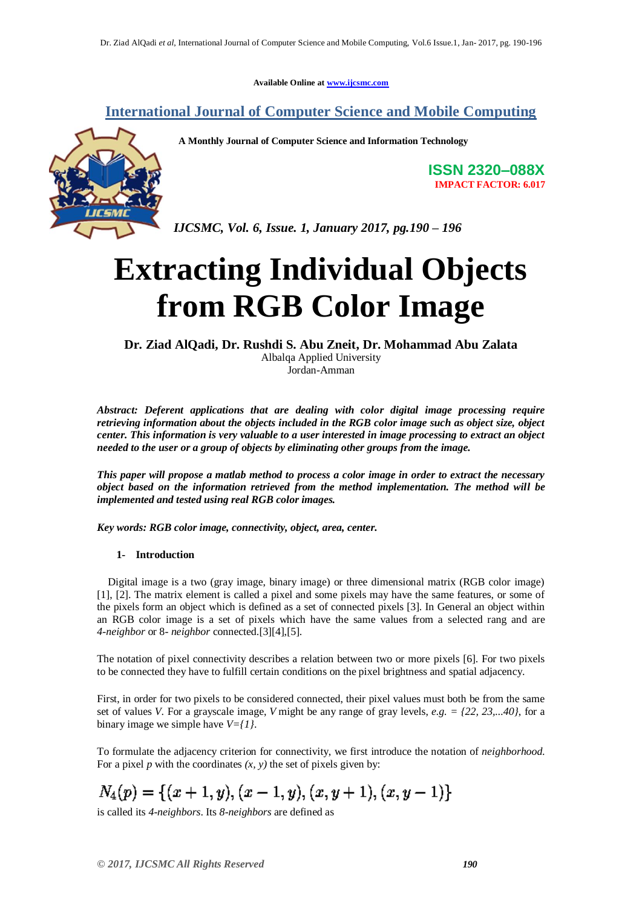Available Online at www.ijcsmc.com

## International Journal of Computer Science and Mobile Computing

**A Monthly Journal of Computer Science and Information Technology**

**ISSN 2320–088X**
**IMPACT FACTOR: 6.017**

*IJCSMC, Vol. 6, Issue. 1, January 2017, pg.190 – 196*

# Extracting Individual Objects from RGB Color Image

**Dr. Ziad AlQadi, Dr. Rushdi S. Abu Zneit, Dr. Mohammad Abu Zalata**
Albalqa Applied University
Jordan-Amman

***Abstract:** Deferent applications that are dealing with color digital image processing require retrieving information about the objects included in the RGB color image such as object size, object center. This information is very valuable to a user interested in image processing to extract an object needed to the user or a group of objects by eliminating other groups from the image.*

***This paper will propose a matlab method to process a color image in order to extract the necessary object based on the information retrieved from the method implementation. The method will be implemented and tested using real RGB color images.***

***Key words: RGB color image, connectivity, object, area, center.***

## 1- Introduction

Digital image is a two (gray image, binary image) or three dimensional matrix (RGB color image) [1], [2]. The matrix element is called a pixel and some pixels may have the same features, or some of the pixels form an object which is defined as a set of connected pixels [3]. In General an object within an RGB color image is a set of pixels which have the same values from a selected rang and are *4-neighbor* or 8- *neighbor* connected.[3][4],[5].

The notation of pixel connectivity describes a relation between two or more pixels [6]. For two pixels to be connected they have to fulfill certain conditions on the pixel brightness and spatial adjacency.

First, in order for two pixels to be considered connected, their pixel values must both be from the same set of values *V*. For a grayscale image, *V* might be any range of gray levels, *e.g.* = *{22, 23,...40}*, for a binary image we simple have *V={1}*.

To formulate the adjacency criterion for connectivity, we first introduce the notation of *neighborhood*. For a pixel *p* with the coordinates *(x, y)* the set of pixels given by:

$$N_4(p) = \{(x+1, y), (x-1, y), (x, y+1), (x, y-1)\}$$

is called its *4-neighbors*. Its *8-neighbors* are defined as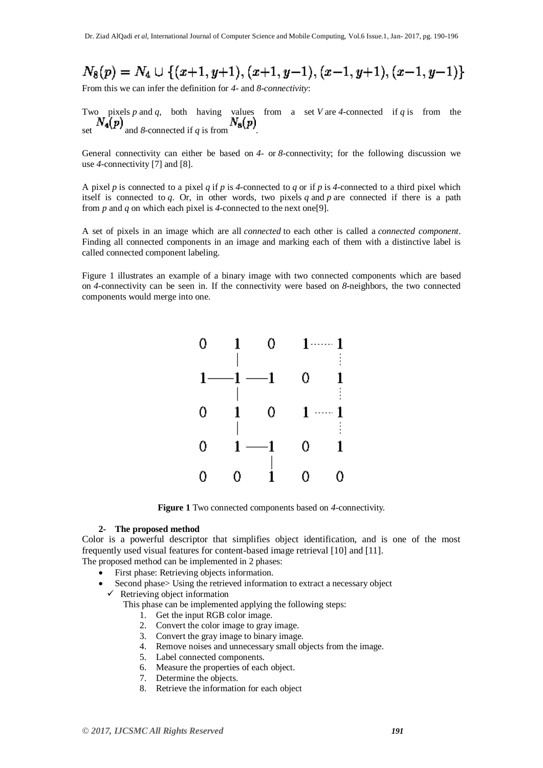$$N_8(p) = N_4 \cup \{(x+1, y+1), (x+1, y-1), (x-1, y+1), (x-1, y-1)\}$$

From this we can infer the definition for *4-* and *8-connectivity*:

Two pixels *p* and *q*, both having values from a set *V* are *4*-connected if *q* is from the set $N_4(p)$ and *8*-connected if *q* is from $N_8(p)$.

General connectivity can either be based on *4-* or *8*-connectivity; for the following discussion we use *4*-connectivity [7] and [8].

A pixel *p* is connected to a pixel *q* if *p* is *4*-connected to *q* or if *p* is *4*-connected to a third pixel which itself is connected to *q*. Or, in other words, two pixels *q* and *p* are connected if there is a path from *p* and *q* on which each pixel is *4*-connected to the next one[9].

A set of pixels in an image which are all *connected* to each other is called a *connected component*. Finding all connected components in an image and marking each of them with a distinctive label is called connected component labeling.

Figure 1 illustrates an example of a binary image with two connected components which are based on *4*-connectivity can be seen in. If the connectivity were based on *8*-neighbors, the two connected components would merge into one.

```
0   1   0   1 ···· 1
    |              :
1 — 1 — 1   0      1
    |              :
0   1   0   1 ···· 1
    |              :
0   1 — 1   0      1
        |
0   0   1   0      0
```

**Figure 1** Two connected components based on *4*-connectivity.

## 2- The proposed method

Color is a powerful descriptor that simplifies object identification, and is one of the most frequently used visual features for content-based image retrieval [10] and [11].

The proposed method can be implemented in 2 phases:

- First phase: Retrieving objects information.
- Second phase> Using the retrieved information to extract a necessary object
  - ✓ Retrieving object information

    This phase can be implemented applying the following steps:

    1. Get the input RGB color image.
    2. Convert the color image to gray image.
    3. Convert the gray image to binary image.
    4. Remove noises and unnecessary small objects from the image.
    5. Label connected components.
    6. Measure the properties of each object.
    7. Determine the objects.
    8. Retrieve the information for each object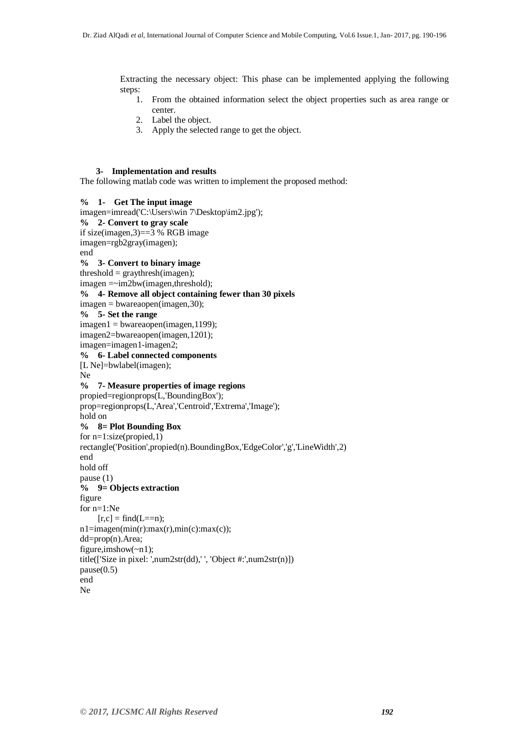Extracting the necessary object: This phase can be implemented applying the following steps:

1. From the obtained information select the object properties such as area range or center.
2. Label the object.
3. Apply the selected range to get the object.

### 3- Implementation and results

The following matlab code was written to implement the proposed method:

```
% 1- Get The input image
imagen=imread('C:\Users\win 7\Desktop\im2.jpg');
% 2- Convert to gray scale
if size(imagen,3)==3 % RGB image
imagen=rgb2gray(imagen);
end
% 3- Convert to binary image
threshold = graythresh(imagen);
imagen =~im2bw(imagen,threshold);
% 4- Remove all object containing fewer than 30 pixels
imagen = bwareaopen(imagen,30);
% 5- Set the range
imagen1 = bwareaopen(imagen,1199);
imagen2=bwareaopen(imagen,1201);
imagen=imagen1-imagen2;
% 6- Label connected components
[L Ne]=bwlabel(imagen);
Ne
% 7- Measure properties of image regions
propied=regionprops(L,'BoundingBox');
prop=regionprops(L,'Area','Centroid','Extrema','Image');
hold on
% 8= Plot Bounding Box
for n=1:size(propied,1)
rectangle('Position',propied(n).BoundingBox,'EdgeColor','g','LineWidth',2)
end
hold off
pause (1)
% 9= Objects extraction
figure
for n=1:Ne
    [r,c] = find(L==n);
n1=imagen(min(r):max(r),min(c):max(c));
dd=prop(n).Area;
figure,imshow(~n1);
title(['Size in pixel: ',num2str(dd),' ', 'Object #:',num2str(n)])
pause(0.5)
end
Ne
```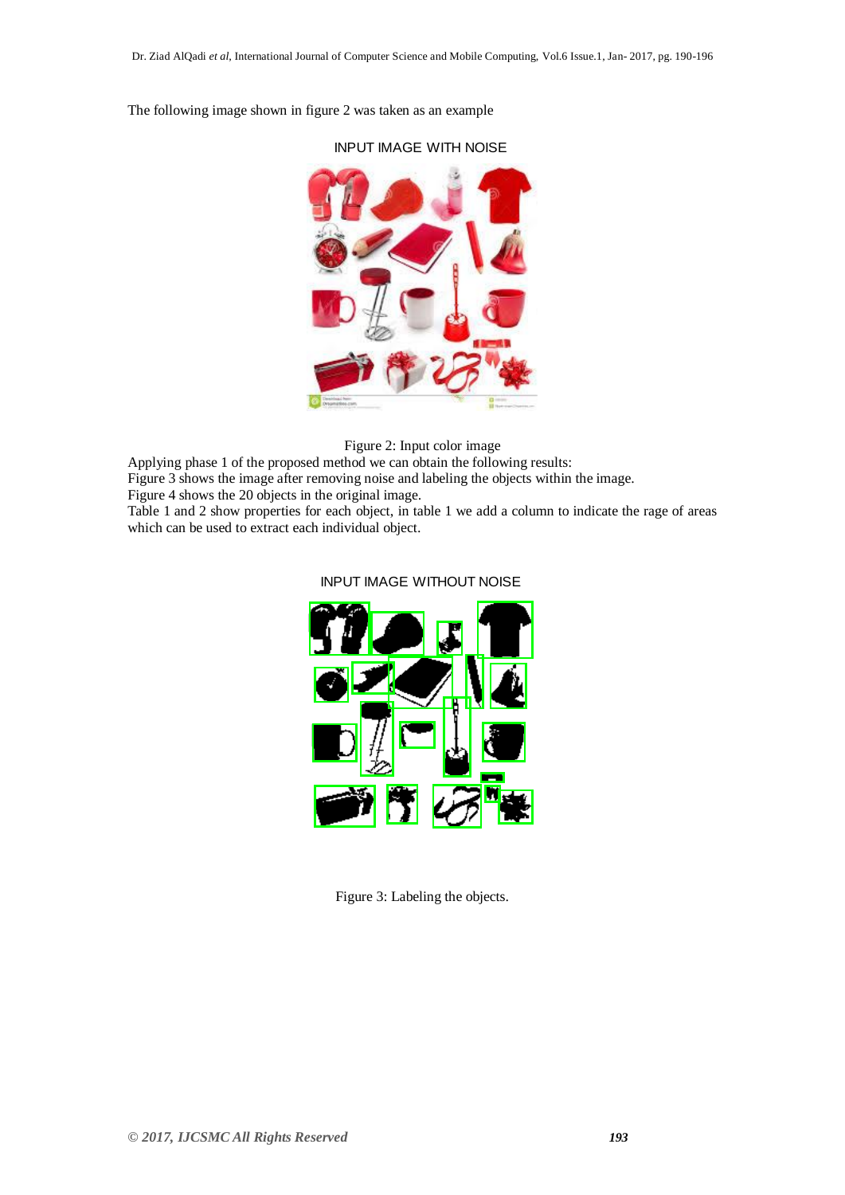The following image shown in figure 2 was taken as an example

INPUT IMAGE WITH NOISE

Figure 2: Input color image

Applying phase 1 of the proposed method we can obtain the following results:

Figure 3 shows the image after removing noise and labeling the objects within the image.

Figure 4 shows the 20 objects in the original image.

Table 1 and 2 show properties for each object, in table 1 we add a column to indicate the rage of areas which can be used to extract each individual object.

INPUT IMAGE WITHOUT NOISE

Figure 3: Labeling the objects.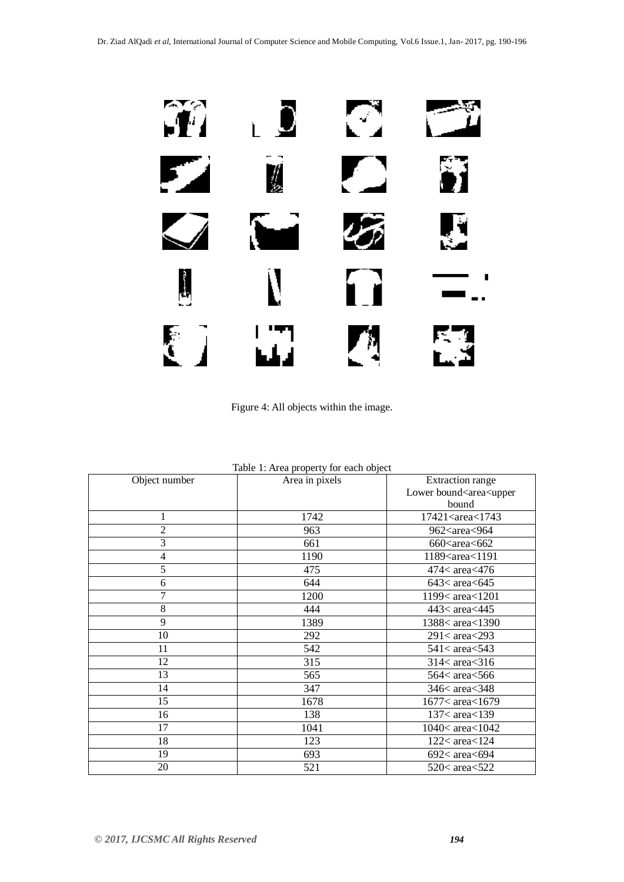Figure 4: All objects within the image.

Table 1: Area property for each object

| Object number | Area in pixels | Extraction range Lower bound<area<upper bound |
|---|---|---|
| 1 | 1742 | 17421<area<1743 |
| 2 | 963 | 962<area<964 |
| 3 | 661 | 660<area<662 |
| 4 | 1190 | 1189<area<1191 |
| 5 | 475 | 474< area<476 |
| 6 | 644 | 643< area<645 |
| 7 | 1200 | 1199< area<1201 |
| 8 | 444 | 443< area<445 |
| 9 | 1389 | 1388< area<1390 |
| 10 | 292 | 291< area<293 |
| 11 | 542 | 541< area<543 |
| 12 | 315 | 314< area<316 |
| 13 | 565 | 564< area<566 |
| 14 | 347 | 346< area<348 |
| 15 | 1678 | 1677< area<1679 |
| 16 | 138 | 137< area<139 |
| 17 | 1041 | 1040< area<1042 |
| 18 | 123 | 122< area<124 |
| 19 | 693 | 692< area<694 |
| 20 | 521 | 520< area<522 |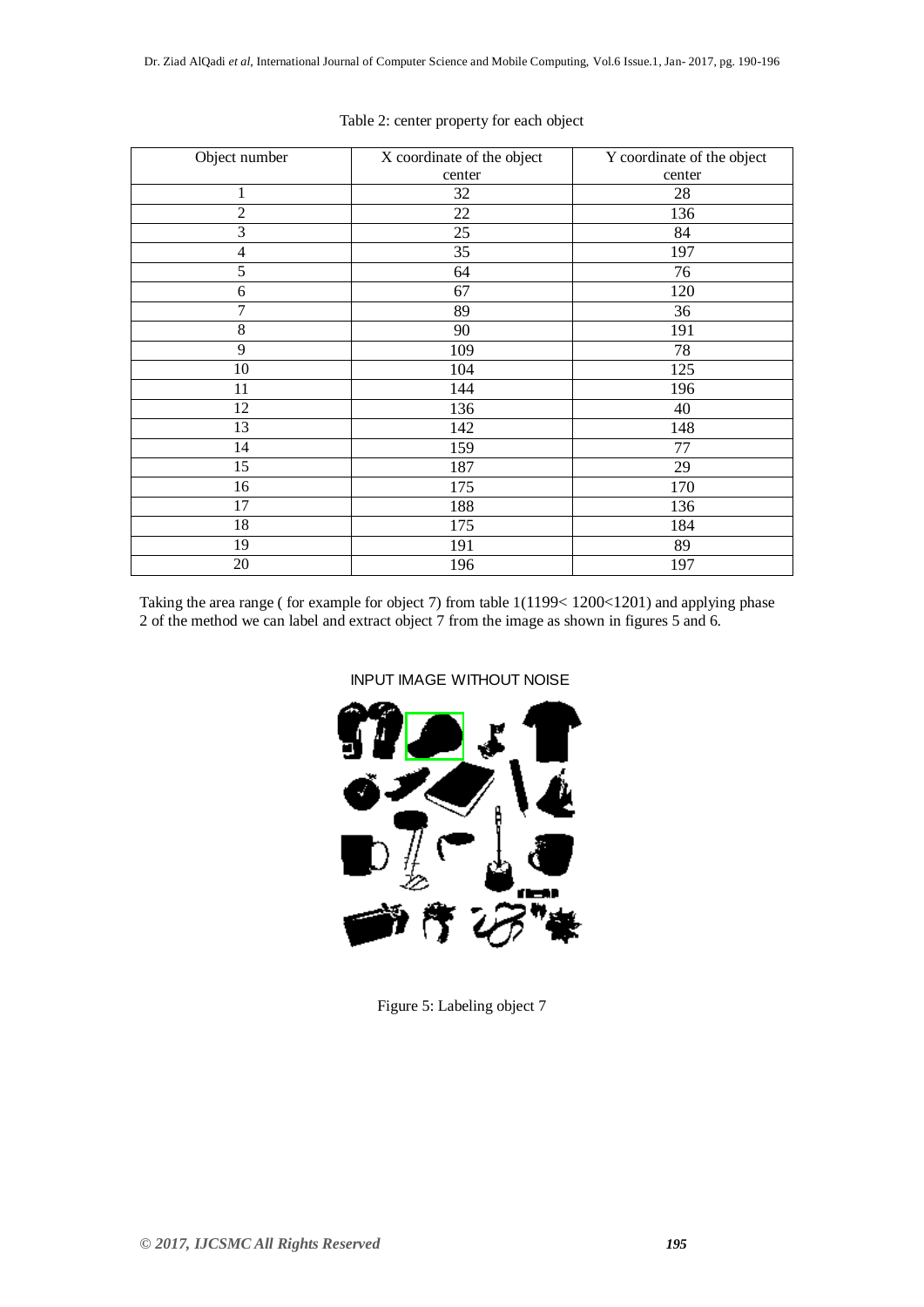Table 2: center property for each object

| Object number | X coordinate of the object center | Y coordinate of the object center |
|---|---|---|
| 1 | 32 | 28 |
| 2 | 22 | 136 |
| 3 | 25 | 84 |
| 4 | 35 | 197 |
| 5 | 64 | 76 |
| 6 | 67 | 120 |
| 7 | 89 | 36 |
| 8 | 90 | 191 |
| 9 | 109 | 78 |
| 10 | 104 | 125 |
| 11 | 144 | 196 |
| 12 | 136 | 40 |
| 13 | 142 | 148 |
| 14 | 159 | 77 |
| 15 | 187 | 29 |
| 16 | 175 | 170 |
| 17 | 188 | 136 |
| 18 | 175 | 184 |
| 19 | 191 | 89 |
| 20 | 196 | 197 |

Taking the area range ( for example for object 7) from table 1(1199< 1200<1201) and applying phase 2 of the method we can label and extract object 7 from the image as shown in figures 5 and 6.

INPUT IMAGE WITHOUT NOISE

Figure 5: Labeling object 7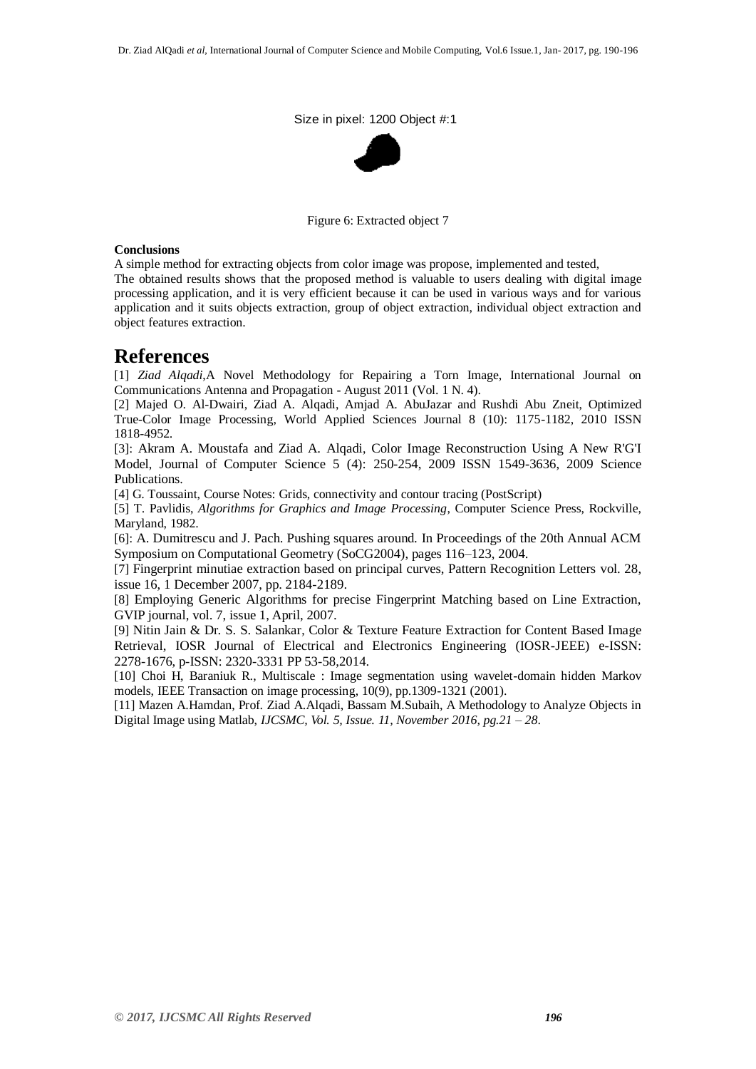Size in pixel: 1200 Object #:1

Figure 6: Extracted object 7

**Conclusions**

A simple method for extracting objects from color image was propose, implemented and tested,
The obtained results shows that the proposed method is valuable to users dealing with digital image processing application, and it is very efficient because it can be used in various ways and for various application and it suits objects extraction, group of object extraction, individual object extraction and object features extraction.

# References

[1] *Ziad Alqadi*,A Novel Methodology for Repairing a Torn Image, International Journal on Communications Antenna and Propagation - August 2011 (Vol. 1 N. 4).

[2] Majed O. Al-Dwairi, Ziad A. Alqadi, Amjad A. AbuJazar and Rushdi Abu Zneit, Optimized True-Color Image Processing, World Applied Sciences Journal 8 (10): 1175-1182, 2010 ISSN 1818-4952.

[3]: Akram A. Moustafa and Ziad A. Alqadi, Color Image Reconstruction Using A New R'G'I Model, Journal of Computer Science 5 (4): 250-254, 2009 ISSN 1549-3636, 2009 Science Publications.

[4] G. Toussaint, Course Notes: Grids, connectivity and contour tracing (PostScript)

[5] T. Pavlidis, *Algorithms for Graphics and Image Processing*, Computer Science Press, Rockville, Maryland, 1982.

[6]: A. Dumitrescu and J. Pach. Pushing squares around. In Proceedings of the 20th Annual ACM Symposium on Computational Geometry (SoCG2004), pages 116–123, 2004.

[7] Fingerprint minutiae extraction based on principal curves, Pattern Recognition Letters vol. 28, issue 16, 1 December 2007, pp. 2184-2189.

[8] Employing Generic Algorithms for precise Fingerprint Matching based on Line Extraction, GVIP journal, vol. 7, issue 1, April, 2007.

[9] Nitin Jain & Dr. S. S. Salankar, Color & Texture Feature Extraction for Content Based Image Retrieval, IOSR Journal of Electrical and Electronics Engineering (IOSR-JEEE) e-ISSN: 2278-1676, p-ISSN: 2320-3331 PP 53-58,2014.

[10] Choi H, Baraniuk R., Multiscale : Image segmentation using wavelet-domain hidden Markov models, IEEE Transaction on image processing, 10(9), pp.1309-1321 (2001).

[11] Mazen A.Hamdan, Prof. Ziad A.Alqadi, Bassam M.Subaih, A Methodology to Analyze Objects in Digital Image using Matlab, *IJCSMC, Vol. 5, Issue. 11, November 2016, pg.21 – 28*.